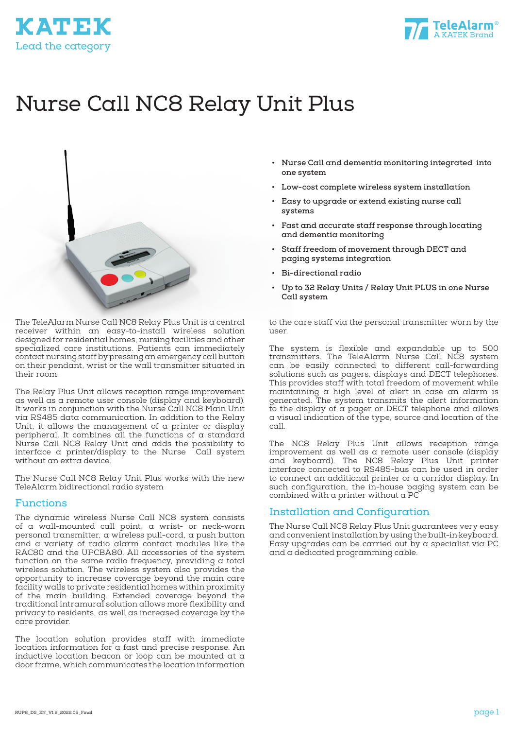KATEK

Lead the category

TeleAlarm®
A KATEK Brand

# Nurse Call NC8 Relay Unit Plus

- Nurse Call and dementia monitoring integrated into one system
- Low-cost complete wireless system installation
- Easy to upgrade or extend existing nurse call systems
- Fast and accurate staff response through locating and dementia monitoring
- Staff freedom of movement through DECT and paging systems integration
- Bi-directional radio
- Up to 32 Relay Units / Relay Unit PLUS in one Nurse Call system

The TeleAlarm Nurse Call NC8 Relay Plus Unit is a central receiver within an easy-to-install wireless solution designed for residential homes, nursing facilities and other specialized care institutions. Patients can immediately contact nursing staff by pressing an emergency call button on their pendant, wrist or the wall transmitter situated in their room.

The Relay Plus Unit allows reception range improvement as well as a remote user console (display and keyboard). It works in conjunction with the Nurse Call NC8 Main Unit via RS485 data communication. In addition to the Relay Unit, it allows the management of a printer or display peripheral. It combines all the functions of a standard Nurse Call NC8 Relay Unit and adds the possibility to interface a printer/display to the Nurse Call system without an extra device.

The Nurse Call NC8 Relay Unit Plus works with the new TeleAlarm bidirectional radio system

## Functions

The dynamic wireless Nurse Call NC8 system consists of a wall-mounted call point, a wrist- or neck-worn personal transmitter, a wireless pull-cord, a push button and a variety of radio alarm contact modules like the RAC80 and the UPCBA80. All accessories of the system function on the same radio frequency, providing a total wireless solution. The wireless system also provides the opportunity to increase coverage beyond the main care facility walls to private residential homes within proximity of the main building. Extended coverage beyond the traditional intramural solution allows more flexibility and privacy to residents, as well as increased coverage by the care provider.

The location solution provides staff with immediate location information for a fast and precise response. An inductive location beacon or loop can be mounted at a door frame, which communicates the location information to the care staff via the personal transmitter worn by the user.

The system is flexible and expandable up to 500 transmitters. The TeleAlarm Nurse Call NC8 system can be easily connected to different call-forwarding solutions such as pagers, displays and DECT telephones. This provides staff with total freedom of movement while maintaining a high level of alert in case an alarm is generated. The system transmits the alert information to the display of a pager or DECT telephone and allows a visual indication of the type, source and location of the call.

The NC8 Relay Plus Unit allows reception range improvement as well as a remote user console (display and keyboard). The NC8 Relay Plus Unit printer interface connected to RS485-bus can be used in order to connect an additional printer or a corridor display. In such configuration, the in-house paging system can be combined with a printer without a PC

## Installation and Configuration

The Nurse Call NC8 Relay Plus Unit guarantees very easy and convenient installation by using the built-in keyboard. Easy upgrades can be carried out by a specialist via PC and a dedicated programming cable.

RUP8_DS_EN_V1.2_2022.05_Final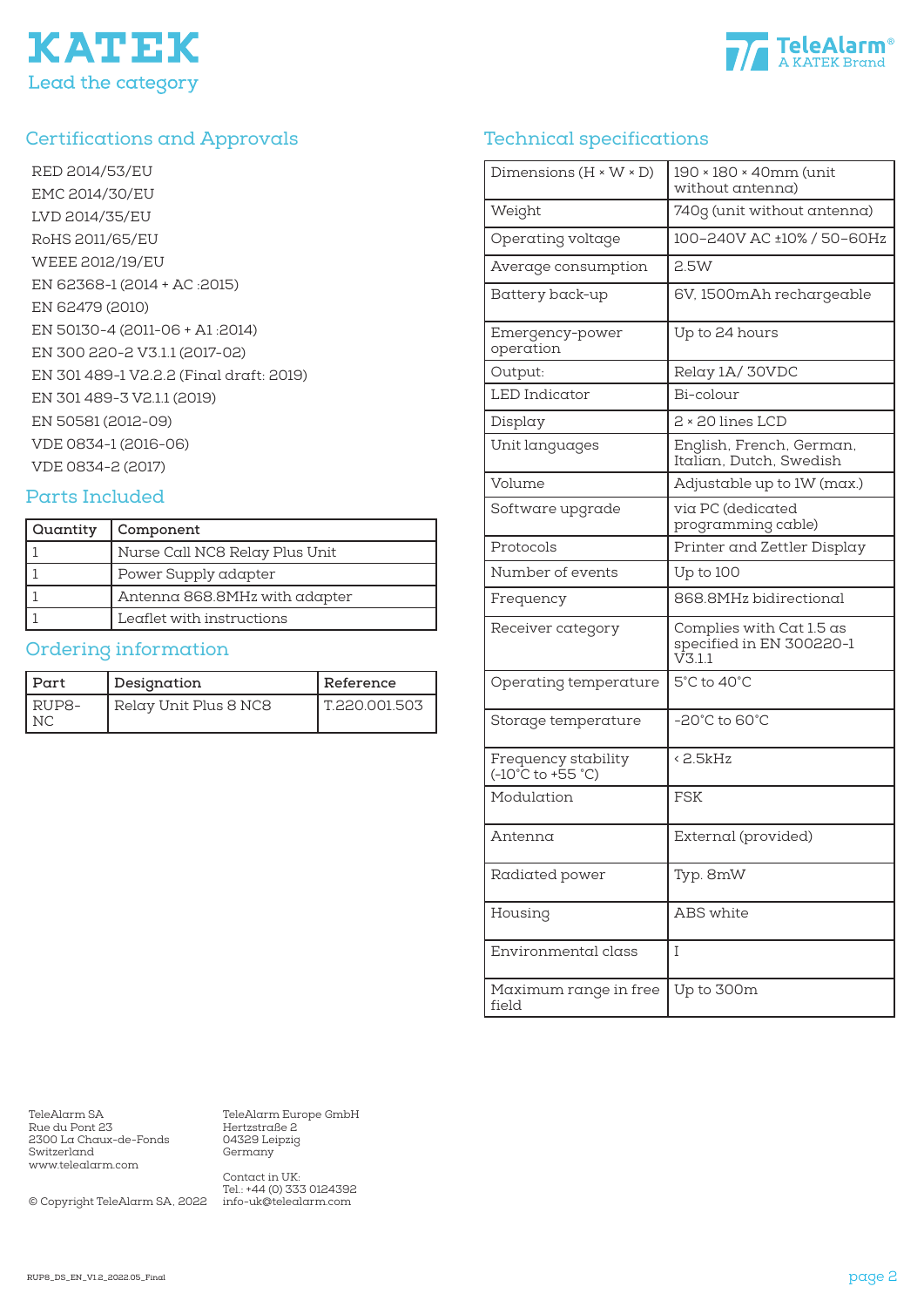KATEK
Lead the category

TeleAlarm®
A KATEK Brand

## Certifications and Approvals

RED 2014/53/EU
EMC 2014/30/EU
LVD 2014/35/EU
RoHS 2011/65/EU
WEEE 2012/19/EU
EN 62368-1 (2014 + AC :2015)
EN 62479 (2010)
EN 50130-4 (2011-06 + A1 :2014)
EN 300 220-2 V3.1.1 (2017-02)
EN 301 489-1 V2.2.2 (Final draft: 2019)
EN 301 489-3 V2.1.1 (2019)
EN 50581 (2012-09)
VDE 0834-1 (2016-06)
VDE 0834-2 (2017)

## Parts Included

| Quantity | Component |
|---|---|
| 1 | Nurse Call NC8 Relay Plus Unit |
| 1 | Power Supply adapter |
| 1 | Antenna 868.8MHz with adapter |
| 1 | Leaflet with instructions |

## Ordering information

| Part | Designation | Reference |
|---|---|---|
| RUP8-NC | Relay Unit Plus 8 NC8 | T.220.001.503 |

## Technical specifications

| | |
|---|---|
| Dimensions (H × W × D) | 190 × 180 × 40mm (unit without antenna) |
| Weight | 740g (unit without antenna) |
| Operating voltage | 100–240V AC ±10% / 50–60Hz |
| Average consumption | 2.5W |
| Battery back-up | 6V, 1500mAh rechargeable |
| Emergency-power operation | Up to 24 hours |
| Output: | Relay 1A/ 30VDC |
| LED Indicator | Bi-colour |
| Display | 2 × 20 lines LCD |
| Unit languages | English, French, German, Italian, Dutch, Swedish |
| Volume | Adjustable up to 1W (max.) |
| Software upgrade | via PC (dedicated programming cable) |
| Protocols | Printer and Zettler Display |
| Number of events | Up to 100 |
| Frequency | 868.8MHz bidirectional |
| Receiver category | Complies with Cat 1.5 as specified in EN 300220-1 V3.1.1 |
| Operating temperature | 5°C to 40°C |
| Storage temperature | -20°C to 60°C |
| Frequency stability (-10°C to +55 °C) | < 2.5kHz |
| Modulation | FSK |
| Antenna | External (provided) |
| Radiated power | Typ. 8mW |
| Housing | ABS white |
| Environmental class | I |
| Maximum range in free field | Up to 300m |

TeleAlarm SA
Rue du Pont 23
2300 La Chaux-de-Fonds
Switzerland
www.telealarm.com

TeleAlarm Europe GmbH
Hertzstraße 2
04329 Leipzig
Germany

Contact in UK:
Tel.: +44 (0) 333 0124392
info-uk@telealarm.com

© Copyright TeleAlarm SA, 2022

RUP8_DS_EN_V1.2_2022.05_Final